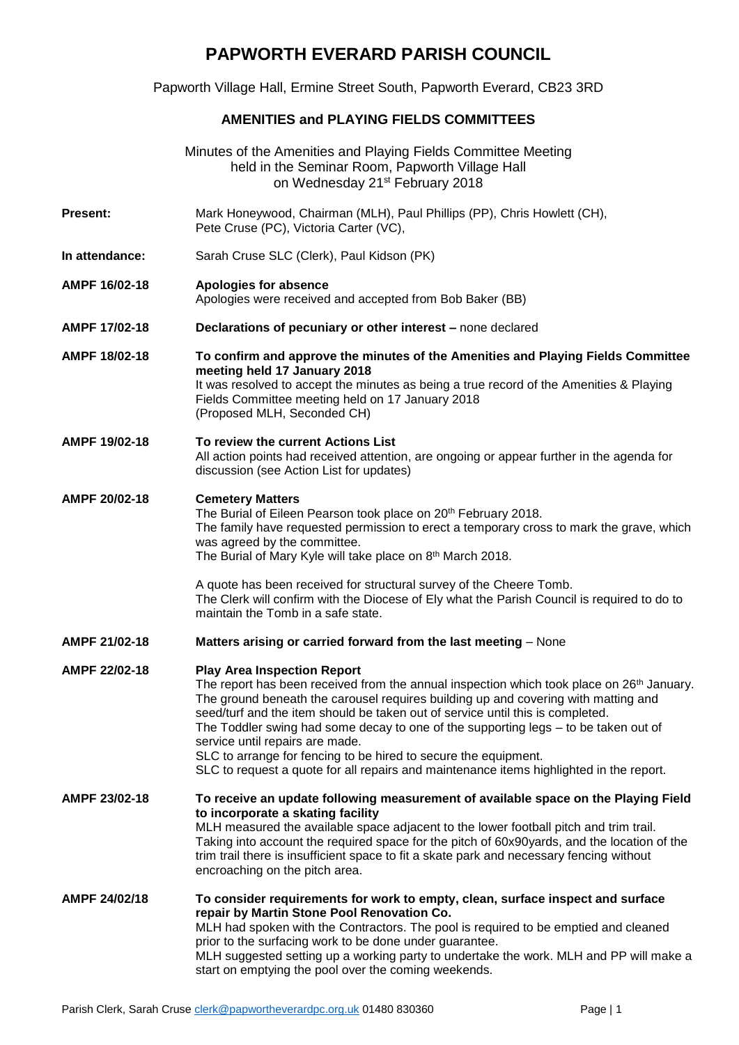# PAPWORTH EVERARD PARISH COUNCIL

Papworth Village Hall, Ermine Street South, Papworth Everard, CB23 3RD

## AMENITIES and PLAYING FIELDS COMMITTEES

Minutes of the Amenities and Playing Fields Committee Meeting held in the Seminar Room, Papworth Village Hall on Wednesday 21st February 2018

**Present:** Mark Honeywood, Chairman (MLH), Paul Phillips (PP), Chris Howlett (CH), Pete Cruse (PC), Victoria Carter (VC),

**In attendance:** Sarah Cruse SLC (Clerk), Paul Kidson (PK)

**AMPF 16/02-18 Apologies for absence**
Apologies were received and accepted from Bob Baker (BB)

**AMPF 17/02-18 Declarations of pecuniary or other interest –** none declared

**AMPF 18/02-18 To confirm and approve the minutes of the Amenities and Playing Fields Committee meeting held 17 January 2018**
It was resolved to accept the minutes as being a true record of the Amenities & Playing Fields Committee meeting held on 17 January 2018
(Proposed MLH, Seconded CH)

**AMPF 19/02-18 To review the current Actions List**
All action points had received attention, are ongoing or appear further in the agenda for discussion (see Action List for updates)

**AMPF 20/02-18 Cemetery Matters**
The Burial of Eileen Pearson took place on 20th February 2018.
The family have requested permission to erect a temporary cross to mark the grave, which was agreed by the committee.
The Burial of Mary Kyle will take place on 8th March 2018.

A quote has been received for structural survey of the Cheere Tomb.
The Clerk will confirm with the Diocese of Ely what the Parish Council is required to do to maintain the Tomb in a safe state.

**AMPF 21/02-18 Matters arising or carried forward from the last meeting** – None

**AMPF 22/02-18 Play Area Inspection Report**
The report has been received from the annual inspection which took place on 26th January.
The ground beneath the carousel requires building up and covering with matting and seed/turf and the item should be taken out of service until this is completed.
The Toddler swing had some decay to one of the supporting legs – to be taken out of service until repairs are made.
SLC to arrange for fencing to be hired to secure the equipment.
SLC to request a quote for all repairs and maintenance items highlighted in the report.

**AMPF 23/02-18 To receive an update following measurement of available space on the Playing Field to incorporate a skating facility**
MLH measured the available space adjacent to the lower football pitch and trim trail.
Taking into account the required space for the pitch of 60x90yards, and the location of the trim trail there is insufficient space to fit a skate park and necessary fencing without encroaching on the pitch area.

**AMPF 24/02/18 To consider requirements for work to empty, clean, surface inspect and surface repair by Martin Stone Pool Renovation Co.**
MLH had spoken with the Contractors. The pool is required to be emptied and cleaned prior to the surfacing work to be done under guarantee.
MLH suggested setting up a working party to undertake the work. MLH and PP will make a start on emptying the pool over the coming weekends.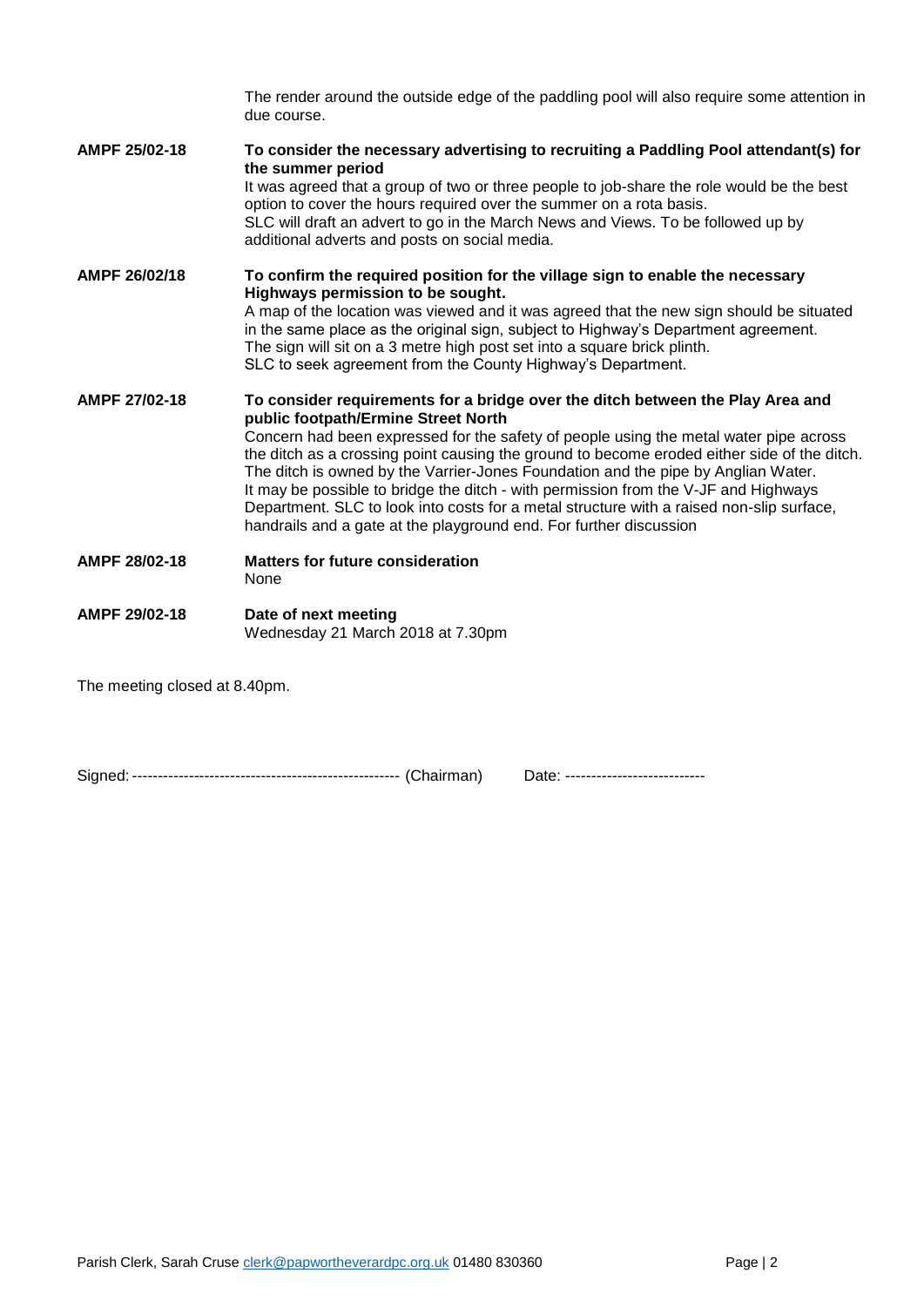The render around the outside edge of the paddling pool will also require some attention in due course.

**AMPF 25/02-18** **To consider the necessary advertising to recruiting a Paddling Pool attendant(s) for the summer period**

It was agreed that a group of two or three people to job-share the role would be the best option to cover the hours required over the summer on a rota basis.
SLC will draft an advert to go in the March News and Views. To be followed up by additional adverts and posts on social media.

**AMPF 26/02/18** **To confirm the required position for the village sign to enable the necessary Highways permission to be sought.**

A map of the location was viewed and it was agreed that the new sign should be situated in the same place as the original sign, subject to Highway's Department agreement.
The sign will sit on a 3 metre high post set into a square brick plinth.
SLC to seek agreement from the County Highway's Department.

**AMPF 27/02-18** **To consider requirements for a bridge over the ditch between the Play Area and public footpath/Ermine Street North**

Concern had been expressed for the safety of people using the metal water pipe across the ditch as a crossing point causing the ground to become eroded either side of the ditch.
The ditch is owned by the Varrier-Jones Foundation and the pipe by Anglian Water.
It may be possible to bridge the ditch - with permission from the V-JF and Highways Department. SLC to look into costs for a metal structure with a raised non-slip surface, handrails and a gate at the playground end. For further discussion

**AMPF 28/02-18** **Matters for future consideration**

None

**AMPF 29/02-18** **Date of next meeting**

Wednesday 21 March 2018 at 7.30pm

The meeting closed at 8.40pm.

Signed: ---------------------------------------------------- (Chairman) Date: ---------------------------

Parish Clerk, Sarah Cruse clerk@papwortheverardpc.org.uk 01480 830360